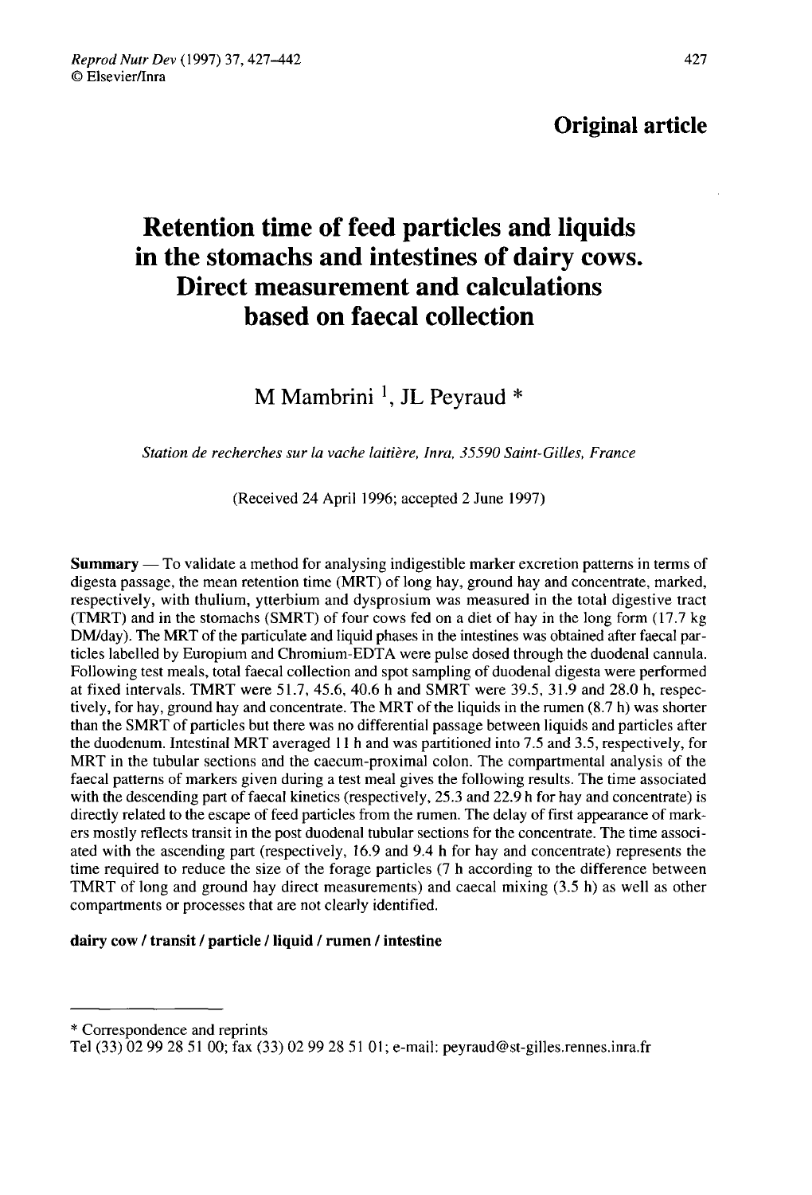**Original article**

# Retention time of feed particles and liquids in the stomachs and intestines of dairy cows. Direct measurement and calculations based on faecal collection

M Mambrini [1], JL Peyraud *

*Station de recherches sur la vache laitière, Inra, 35590 Saint-Gilles, France*

(Received 24 April 1996; accepted 2 June 1997)

**Summary** — To validate a method for analysing indigestible marker excretion patterns in terms of digesta passage, the mean retention time (MRT) of long hay, ground hay and concentrate, marked, respectively, with thulium, ytterbium and dysprosium was measured in the total digestive tract (TMRT) and in the stomachs (SMRT) of four cows fed on a diet of hay in the long form (17.7 kg DM/day). The MRT of the particulate and liquid phases in the intestines was obtained after faecal particles labelled by Europium and Chromium-EDTA were pulse dosed through the duodenal cannula. Following test meals, total faecal collection and spot sampling of duodenal digesta were performed at fixed intervals. TMRT were 51.7, 45.6, 40.6 h and SMRT were 39.5, 31.9 and 28.0 h, respectively, for hay, ground hay and concentrate. The MRT of the liquids in the rumen (8.7 h) was shorter than the SMRT of particles but there was no differential passage between liquids and particles after the duodenum. Intestinal MRT averaged 11 h and was partitioned into 7.5 and 3.5, respectively, for MRT in the tubular sections and the caecum-proximal colon. The compartmental analysis of the faecal patterns of markers given during a test meal gives the following results. The time associated with the descending part of faecal kinetics (respectively, 25.3 and 22.9 h for hay and concentrate) is directly related to the escape of feed particles from the rumen. The delay of first appearance of markers mostly reflects transit in the post duodenal tubular sections for the concentrate. The time associated with the ascending part (respectively, 16.9 and 9.4 h for hay and concentrate) represents the time required to reduce the size of the forage particles (7 h according to the difference between TMRT of long and ground hay direct measurements) and caecal mixing (3.5 h) as well as other compartments or processes that are not clearly identified.

**dairy cow / transit / particle / liquid / rumen / intestine**

---

\* Correspondence and reprints

Tel (33) 02 99 28 51 00; fax (33) 02 99 28 51 01; e-mail: peyraud@st-gilles.rennes.inra.fr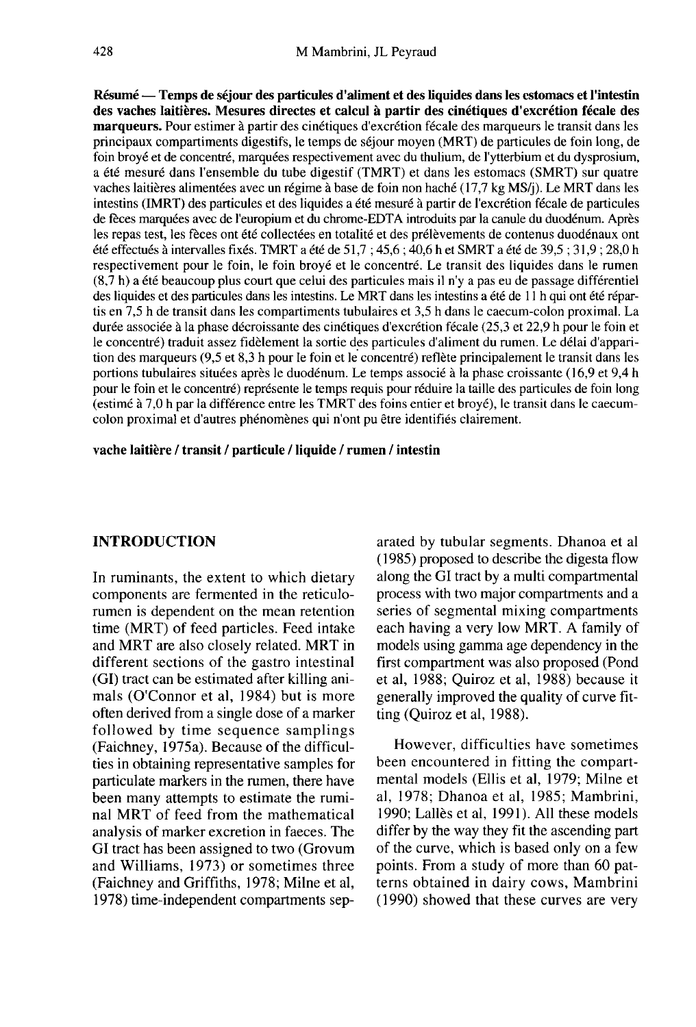**Résumé — Temps de séjour des particules d'aliment et des liquides dans les estomacs et l'intestin des vaches laitières. Mesures directes et calcul à partir des cinétiques d'excrétion fécale des marqueurs.** Pour estimer à partir des cinétiques d'excrétion fécale des marqueurs le transit dans les principaux compartiments digestifs, le temps de séjour moyen (MRT) de particules de foin long, de foin broyé et de concentré, marquées respectivement avec du thulium, de l'ytterbium et du dysprosium, a été mesuré dans l'ensemble du tube digestif (TMRT) et dans les estomacs (SMRT) sur quatre vaches laitières alimentées avec un régime à base de foin non haché (17,7 kg MS/j). Le MRT dans les intestins (IMRT) des particules et des liquides a été mesuré à partir de l'excrétion fécale de particules de fèces marquées avec de l'europium et du chrome-EDTA introduits par la canule du duodénum. Après les repas test, les fèces ont été collectées en totalité et des prélèvements de contenus duodénaux ont été effectués à intervalles fixés. TMRT a été de 51,7 ; 45,6 ; 40,6 h et SMRT a été de 39,5 ; 31,9 ; 28,0 h respectivement pour le foin, le foin broyé et le concentré. Le transit des liquides dans le rumen (8,7 h) a été beaucoup plus court que celui des particules mais il n'y a pas eu de passage différentiel des liquides et des particules dans les intestins. Le MRT dans les intestins a été de 11 h qui ont été répartis en 7,5 h de transit dans les compartiments tubulaires et 3,5 h dans le caecum-colon proximal. La durée associée à la phase décroissante des cinétiques d'excrétion fécale (25,3 et 22,9 h pour le foin et le concentré) traduit assez fidèlement la sortie des particules d'aliment du rumen. Le délai d'apparition des marqueurs (9,5 et 8,3 h pour le foin et le concentré) reflète principalement le transit dans les portions tubulaires situées après le duodénum. Le temps associé à la phase croissante (16,9 et 9,4 h pour le foin et le concentré) représente le temps requis pour réduire la taille des particules de foin long (estimé à 7,0 h par la différence entre les TMRT des foins entier et broyé), le transit dans le caecum-colon proximal et d'autres phénomènes qui n'ont pu être identifiés clairement.

**vache laitière / transit / particule / liquide / rumen / intestin**

## INTRODUCTION

In ruminants, the extent to which dietary components are fermented in the reticulo-rumen is dependent on the mean retention time (MRT) of feed particles. Feed intake and MRT are also closely related. MRT in different sections of the gastro intestinal (GI) tract can be estimated after killing animals (O'Connor et al, 1984) but is more often derived from a single dose of a marker followed by time sequence samplings (Faichney, 1975a). Because of the difficulties in obtaining representative samples for particulate markers in the rumen, there have been many attempts to estimate the ruminal MRT of feed from the mathematical analysis of marker excretion in faeces. The GI tract has been assigned to two (Grovum and Williams, 1973) or sometimes three (Faichney and Griffiths, 1978; Milne et al, 1978) time-independent compartments separated by tubular segments. Dhanoa et al (1985) proposed to describe the digesta flow along the GI tract by a multi compartmental process with two major compartments and a series of segmental mixing compartments each having a very low MRT. A family of models using gamma age dependency in the first compartment was also proposed (Pond et al, 1988; Quiroz et al, 1988) because it generally improved the quality of curve fitting (Quiroz et al, 1988).

However, difficulties have sometimes been encountered in fitting the compartmental models (Ellis et al, 1979; Milne et al, 1978; Dhanoa et al, 1985; Mambrini, 1990; Lallès et al, 1991). All these models differ by the way they fit the ascending part of the curve, which is based only on a few points. From a study of more than 60 patterns obtained in dairy cows, Mambrini (1990) showed that these curves are very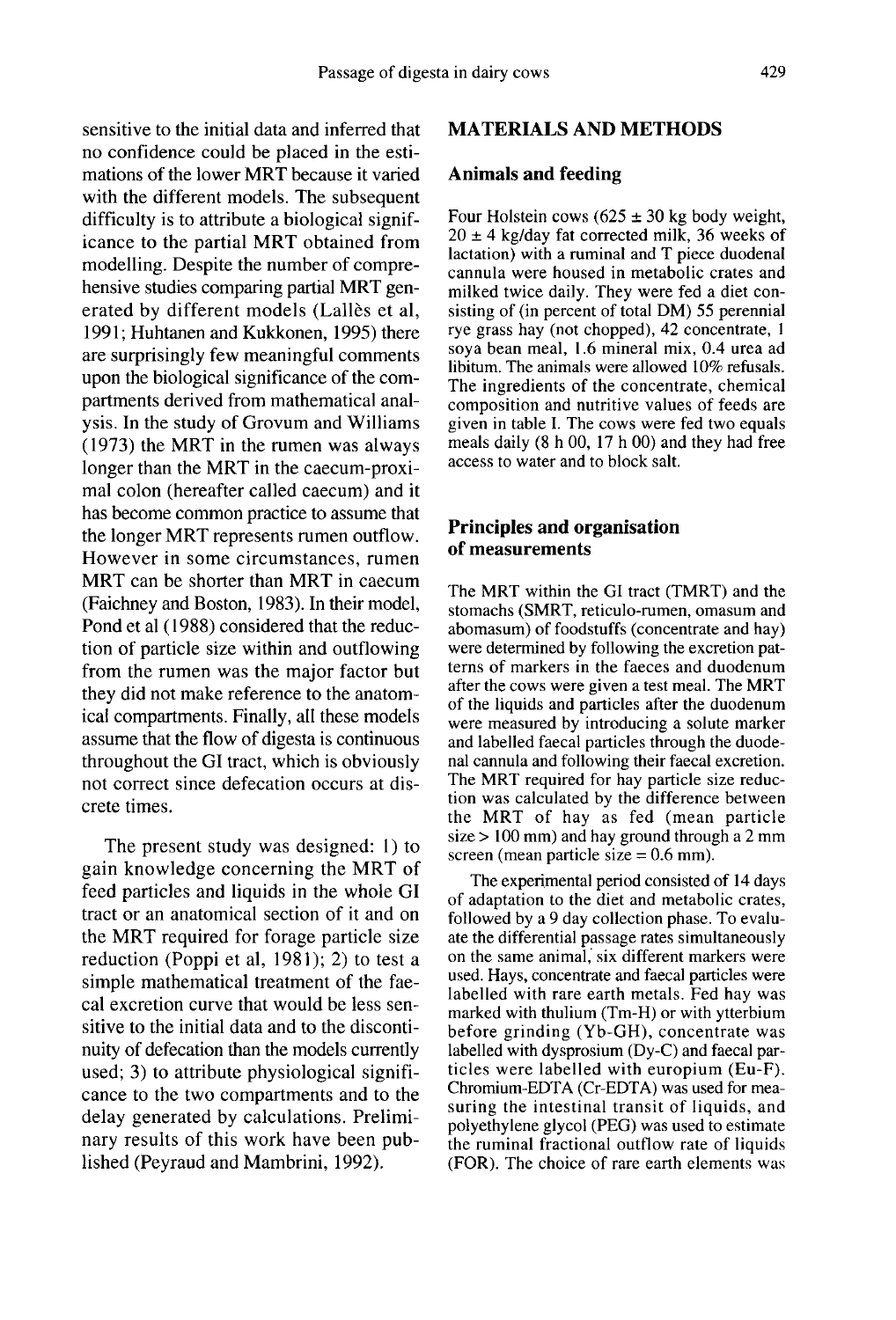sensitive to the initial data and inferred that no confidence could be placed in the estimations of the lower MRT because it varied with the different models. The subsequent difficulty is to attribute a biological significance to the partial MRT obtained from modelling. Despite the number of comprehensive studies comparing partial MRT generated by different models (Lallès et al, 1991; Huhtanen and Kukkonen, 1995) there are surprisingly few meaningful comments upon the biological significance of the compartments derived from mathematical analysis. In the study of Grovum and Williams (1973) the MRT in the rumen was always longer than the MRT in the caecum-proximal colon (hereafter called caecum) and it has become common practice to assume that the longer MRT represents rumen outflow. However in some circumstances, rumen MRT can be shorter than MRT in caecum (Faichney and Boston, 1983). In their model, Pond et al (1988) considered that the reduction of particle size within and outflowing from the rumen was the major factor but they did not make reference to the anatomical compartments. Finally, all these models assume that the flow of digesta is continuous throughout the GI tract, which is obviously not correct since defecation occurs at discrete times.

The present study was designed: 1) to gain knowledge concerning the MRT of feed particles and liquids in the whole GI tract or an anatomical section of it and on the MRT required for forage particle size reduction (Poppi et al, 1981); 2) to test a simple mathematical treatment of the faecal excretion curve that would be less sensitive to the initial data and to the discontinuity of defecation than the models currently used; 3) to attribute physiological significance to the two compartments and to the delay generated by calculations. Preliminary results of this work have been published (Peyraud and Mambrini, 1992).

## MATERIALS AND METHODS

### Animals and feeding

Four Holstein cows (625 ± 30 kg body weight, 20 ± 4 kg/day fat corrected milk, 36 weeks of lactation) with a ruminal and T piece duodenal cannula were housed in metabolic crates and milked twice daily. They were fed a diet consisting of (in percent of total DM) 55 perennial rye grass hay (not chopped), 42 concentrate, 1 soya bean meal, 1.6 mineral mix, 0.4 urea ad libitum. The animals were allowed 10% refusals. The ingredients of the concentrate, chemical composition and nutritive values of feeds are given in table I. The cows were fed two equals meals daily (8 h 00, 17 h 00) and they had free access to water and to block salt.

### Principles and organisation of measurements

The MRT within the GI tract (TMRT) and the stomachs (SMRT, reticulo-rumen, omasum and abomasum) of foodstuffs (concentrate and hay) were determined by following the excretion patterns of markers in the faeces and duodenum after the cows were given a test meal. The MRT of the liquids and particles after the duodenum were measured by introducing a solute marker and labelled faecal particles through the duodenal cannula and following their faecal excretion. The MRT required for hay particle size reduction was calculated by the difference between the MRT of hay as fed (mean particle size > 100 mm) and hay ground through a 2 mm screen (mean particle size = 0.6 mm).

The experimental period consisted of 14 days of adaptation to the diet and metabolic crates, followed by a 9 day collection phase. To evaluate the differential passage rates simultaneously on the same animal, six different markers were used. Hays, concentrate and faecal particles were labelled with rare earth metals. Fed hay was marked with thulium (Tm-H) or with ytterbium before grinding (Yb-GH), concentrate was labelled with dysprosium (Dy-C) and faecal particles were labelled with europium (Eu-F). Chromium-EDTA (Cr-EDTA) was used for measuring the intestinal transit of liquids, and polyethylene glycol (PEG) was used to estimate the ruminal fractional outflow rate of liquids (FOR). The choice of rare earth elements was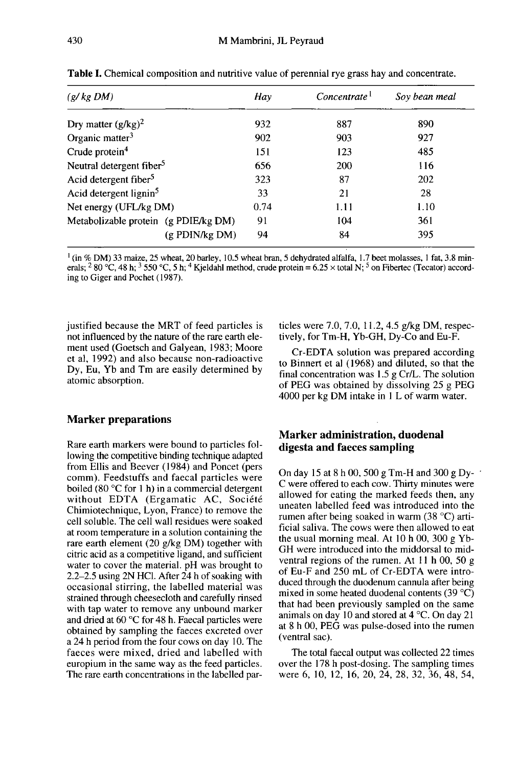**Table I.** Chemical composition and nutritive value of perennial rye grass hay and concentrate.

| (g/ kg DM) | Hay | Concentrate[1] | Soy bean meal |
|---|---|---|---|
| Dry matter (g/kg)[2] | 932 | 887 | 890 |
| Organic matter[3] | 902 | 903 | 927 |
| Crude protein[4] | 151 | 123 | 485 |
| Neutral detergent fiber[5] | 656 | 200 | 116 |
| Acid detergent fiber[5] | 323 | 87 | 202 |
| Acid detergent lignin[5] | 33 | 21 | 28 |
| Net energy (UFL/kg DM) | 0.74 | 1.11 | 1.10 |
| Metabolizable protein (g PDIE/kg DM) | 91 | 104 | 361 |
| (g PDIN/kg DM) | 94 | 84 | 395 |

[1] (in % DM) 33 maize, 25 wheat, 20 barley, 10.5 wheat bran, 5 dehydrated alfalfa, 1.7 beet molasses, 1 fat, 3.8 minerals; [2] 80 °C, 48 h; [3] 550 °C, 5 h; [4] Kjeldahl method, crude protein = 6.25 × total N; [5] on Fibertec (Tecator) according to Giger and Pochet (1987).

justified because the MRT of feed particles is not influenced by the nature of the rare earth element used (Goetsch and Galyean, 1983; Moore et al, 1992) and also because non-radioactive Dy, Eu, Yb and Tm are easily determined by atomic absorption.

## Marker preparations

Rare earth markers were bound to particles following the competitive binding technique adapted from Ellis and Beever (1984) and Poncet (pers comm). Feedstuffs and faecal particles were boiled (80 °C for 1 h) in a commercial detergent without EDTA (Ergamatic AC, Société Chimiotechnique, Lyon, France) to remove the cell soluble. The cell wall residues were soaked at room temperature in a solution containing the rare earth element (20 g/kg DM) together with citric acid as a competitive ligand, and sufficient water to cover the material. pH was brought to 2.2–2.5 using 2N HCl. After 24 h of soaking with occasional stirring, the labelled material was strained through cheesecloth and carefully rinsed with tap water to remove any unbound marker and dried at 60 °C for 48 h. Faecal particles were obtained by sampling the faeces excreted over a 24 h period from the four cows on day 10. The faeces were mixed, dried and labelled with europium in the same way as the feed particles. The rare earth concentrations in the labelled particles were 7.0, 7.0, 11.2, 4.5 g/kg DM, respectively, for Tm-H, Yb-GH, Dy-Co and Eu-F.

Cr-EDTA solution was prepared according to Binnert et al (1968) and diluted, so that the final concentration was 1.5 g Cr/L. The solution of PEG was obtained by dissolving 25 g PEG 4000 per kg DM intake in 1 L of warm water.

## Marker administration, duodenal digesta and faeces sampling

On day 15 at 8 h 00, 500 g Tm-H and 300 g Dy-C were offered to each cow. Thirty minutes were allowed for eating the marked feeds then, any uneaten labelled feed was introduced into the rumen after being soaked in warm (38 °C) artificial saliva. The cows were then allowed to eat the usual morning meal. At 10 h 00, 300 g Yb-GH were introduced into the middorsal to mid-ventral regions of the rumen. At 11 h 00, 50 g of Eu-F and 250 mL of Cr-EDTA were introduced through the duodenum cannula after being mixed in some heated duodenal contents (39 °C) that had been previously sampled on the same animals on day 10 and stored at 4 °C. On day 21 at 8 h 00, PEG was pulse-dosed into the rumen (ventral sac).

The total faecal output was collected 22 times over the 178 h post-dosing. The sampling times were 6, 10, 12, 16, 20, 24, 28, 32, 36, 48, 54,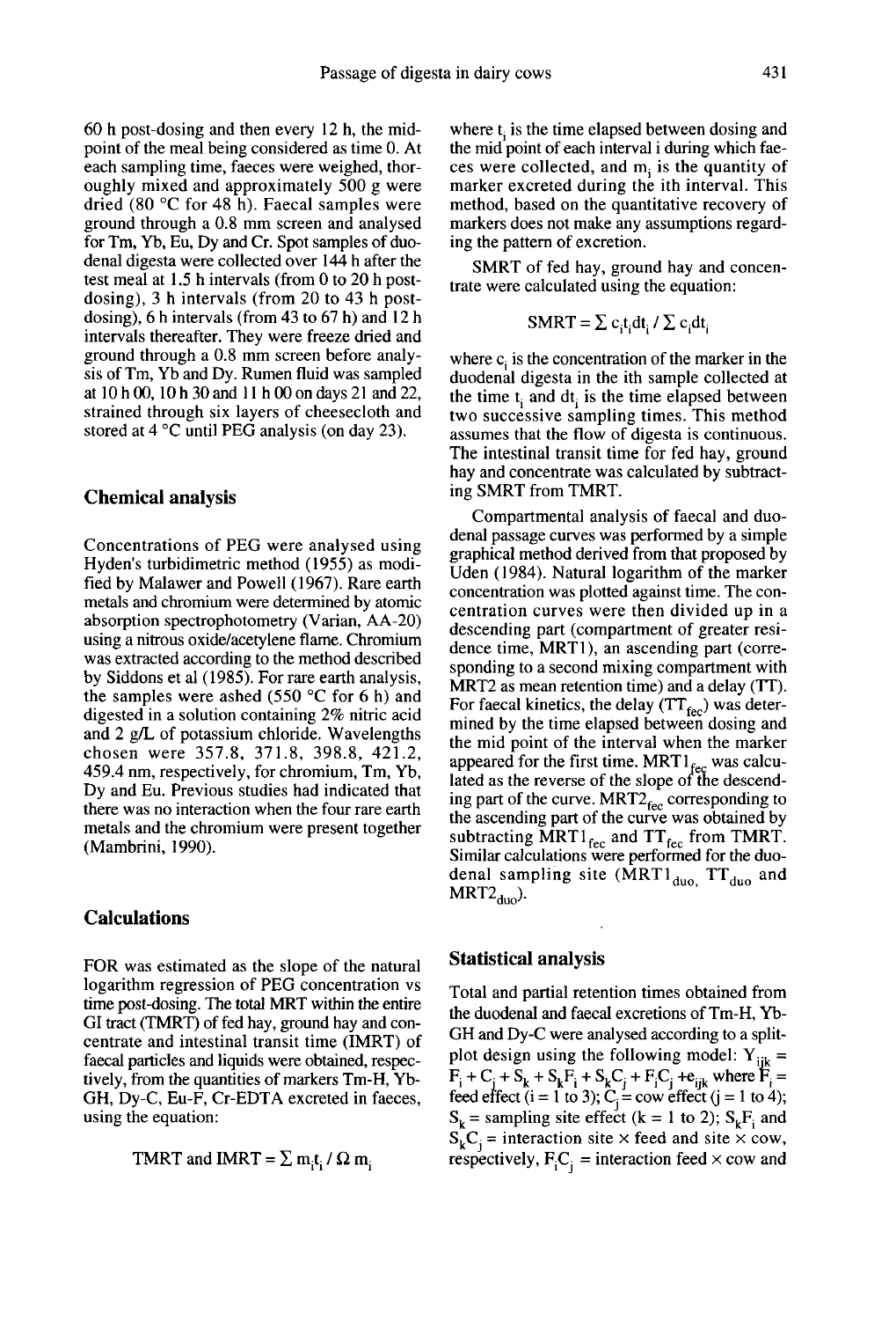60 h post-dosing and then every 12 h, the mid-point of the meal being considered as time 0. At each sampling time, faeces were weighed, thoroughly mixed and approximately 500 g were dried (80 °C for 48 h). Faecal samples were ground through a 0.8 mm screen and analysed for Tm, Yb, Eu, Dy and Cr. Spot samples of duodenal digesta were collected over 144 h after the test meal at 1.5 h intervals (from 0 to 20 h post-dosing), 3 h intervals (from 20 to 43 h post-dosing), 6 h intervals (from 43 to 67 h) and 12 h intervals thereafter. They were freeze dried and ground through a 0.8 mm screen before analysis of Tm, Yb and Dy. Rumen fluid was sampled at 10 h 00, 10 h 30 and 11 h 00 on days 21 and 22, strained through six layers of cheesecloth and stored at 4 °C until PEG analysis (on day 23).

## Chemical analysis

Concentrations of PEG were analysed using Hyden's turbidimetric method (1955) as modified by Malawer and Powell (1967). Rare earth metals and chromium were determined by atomic absorption spectrophotometry (Varian, AA-20) using a nitrous oxide/acetylene flame. Chromium was extracted according to the method described by Siddons et al (1985). For rare earth analysis, the samples were ashed (550 °C for 6 h) and digested in a solution containing 2% nitric acid and 2 g/L of potassium chloride. Wavelengths chosen were 357.8, 371.8, 398.8, 421.2, 459.4 nm, respectively, for chromium, Tm, Yb, Dy and Eu. Previous studies had indicated that there was no interaction when the four rare earth metals and the chromium were present together (Mambrini, 1990).

## Calculations

FOR was estimated as the slope of the natural logarithm regression of PEG concentration vs time post-dosing. The total MRT within the entire GI tract (TMRT) of fed hay, ground hay and concentrate and intestinal transit time (IMRT) of faecal particles and liquids were obtained, respectively, from the quantities of markers Tm-H, Yb-GH, Dy-C, Eu-F, Cr-EDTA excreted in faeces, using the equation:

$$\text{TMRT and IMRT} = \Sigma\, m_i t_i \,/\, \Omega\, m_i$$

where $t_i$ is the time elapsed between dosing and the mid point of each interval i during which faeces were collected, and $m_i$ is the quantity of marker excreted during the ith interval. This method, based on the quantitative recovery of markers does not make any assumptions regarding the pattern of excretion.

SMRT of fed hay, ground hay and concentrate were calculated using the equation:

$$\text{SMRT} = \Sigma\, c_i t_i dt_i \,/\, \Sigma\, c_i dt_i$$

where $c_i$ is the concentration of the marker in the duodenal digesta in the ith sample collected at the time $t_i$ and $dt_i$ is the time elapsed between two successive sampling times. This method assumes that the flow of digesta is continuous. The intestinal transit time for fed hay, ground hay and concentrate was calculated by subtracting SMRT from TMRT.

Compartmental analysis of faecal and duodenal passage curves was performed by a simple graphical method derived from that proposed by Uden (1984). Natural logarithm of the marker concentration was plotted against time. The concentration curves were then divided up in a descending part (compartment of greater residence time, MRT1), an ascending part (corresponding to a second mixing compartment with MRT2 as mean retention time) and a delay (TT). For faecal kinetics, the delay ($TT_{fec}$) was determined by the time elapsed between dosing and the mid point of the interval when the marker appeared for the first time. $MRT1_{fec}$ was calculated as the reverse of the slope of the descending part of the curve. $MRT2_{fec}$ corresponding to the ascending part of the curve was obtained by subtracting $MRT1_{fec}$ and $TT_{fec}$ from TMRT. Similar calculations were performed for the duodenal sampling site ($MRT1_{duo}$, $TT_{duo}$ and $MRT2_{duo}$).

## Statistical analysis

Total and partial retention times obtained from the duodenal and faecal excretions of Tm-H, Yb-GH and Dy-C were analysed according to a split-plot design using the following model: $Y_{ijk} = F_i + C_j + S_k + S_kF_i + S_kC_j + F_iC_j + e_{ijk}$ where $F_i$ = feed effect (i = 1 to 3); $C_j$ = cow effect (j = 1 to 4); $S_k$ = sampling site effect (k = 1 to 2); $S_kF_i$ and $S_kC_j$ = interaction site × feed and site × cow, respectively, $F_iC_j$ = interaction feed × cow and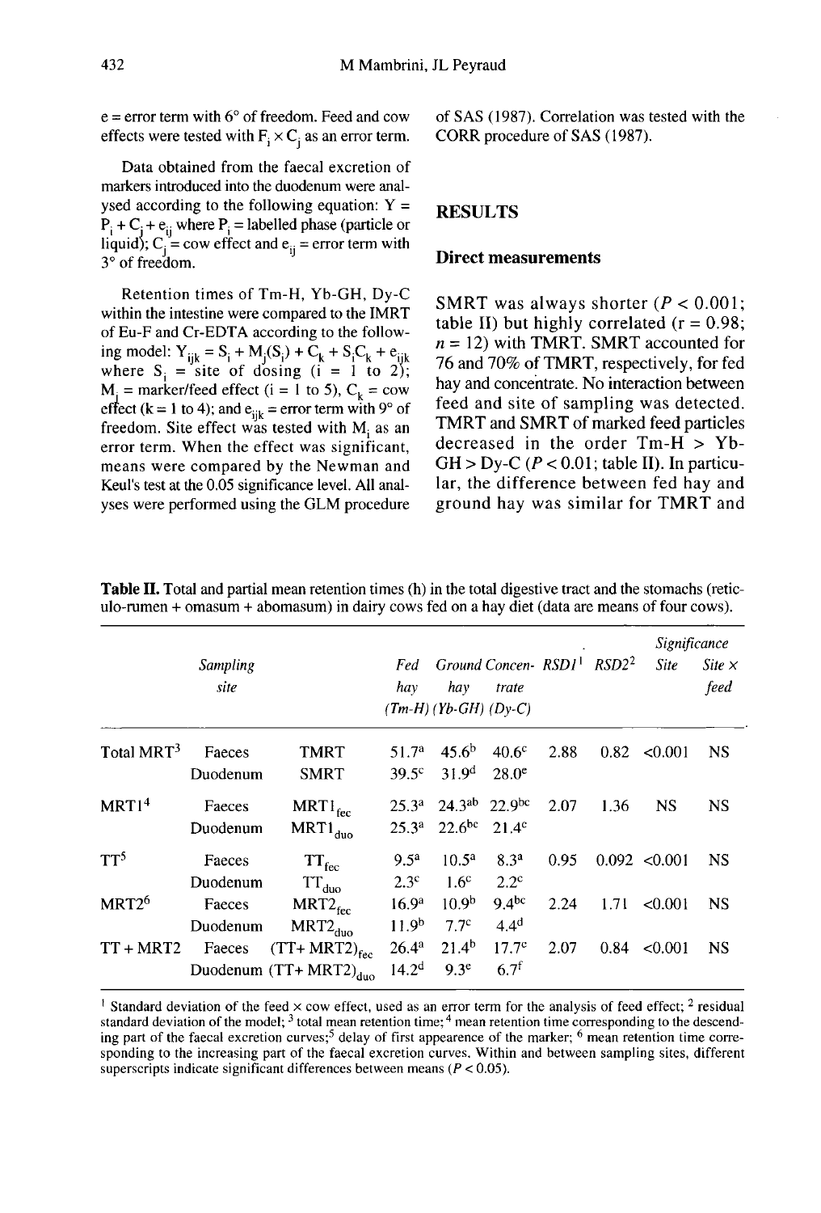e = error term with 6° of freedom. Feed and cow effects were tested with $F_i \times C_j$ as an error term.

Data obtained from the faecal excretion of markers introduced into the duodenum were analysed according to the following equation: $Y = P_i + C_j + e_{ij}$ where $P_i$ = labelled phase (particle or liquid); $C_j$ = cow effect and $e_{ij}$ = error term with 3° of freedom.

Retention times of Tm-H, Yb-GH, Dy-C within the intestine were compared to the IMRT of Eu-F and Cr-EDTA according to the following model: $Y_{ijk} = S_i + M_j(S_i) + C_k + S_iC_k + e_{ijk}$ where $S_i$ = site of dosing (i = 1 to 2); $M_j$ = marker/feed effect (i = 1 to 5), $C_k$ = cow effect (k = 1 to 4); and $e_{ijk}$ = error term with 9° of freedom. Site effect was tested with $M_i$ as an error term. When the effect was significant, means were compared by the Newman and Keul's test at the 0.05 significance level. All analyses were performed using the GLM procedure of SAS (1987). Correlation was tested with the CORR procedure of SAS (1987).

## RESULTS

### Direct measurements

SMRT was always shorter ($P < 0.001$; table II) but highly correlated ($r = 0.98$; $n = 12$) with TMRT. SMRT accounted for 76 and 70% of TMRT, respectively, for fed hay and concentrate. No interaction between feed and site of sampling was detected. TMRT and SMRT of marked feed particles decreased in the order Tm-H > Yb-GH > Dy-C ($P < 0.01$; table II). In particular, the difference between fed hay and ground hay was similar for TMRT and

**Table II.** Total and partial mean retention times (h) in the total digestive tract and the stomachs (reticulo-rumen + omasum + abomasum) in dairy cows fed on a hay diet (data are means of four cows).

| | Sampling site | | Fed hay (Tm-H) | Ground hay (Yb-GH) | Concentrate (Dy-C) | RSD1[1] | RSD2[2] | Significance Site | Site × feed |
|---|---|---|---|---|---|---|---|---|---|
| Total MRT[3] | Faeces | TMRT | 51.7[a] | 45.6[b] | 40.6[c] | 2.88 | 0.82 | <0.001 | NS |
| | Duodenum | SMRT | 39.5[c] | 31.9[d] | 28.0[e] | | | | |
| MRT1[4] | Faeces | $MRT1_{fec}$ | 25.3[a] | 24.3[ab] | 22.9[bc] | 2.07 | 1.36 | NS | NS |
| | Duodenum | $MRT1_{duo}$ | 25.3[a] | 22.6[bc] | 21.4[c] | | | | |
| TT[5] | Faeces | $TT_{fec}$ | 9.5[a] | 10.5[a] | 8.3[a] | 0.95 | 0.092 | <0.001 | NS |
| | Duodenum | $TT_{duo}$ | 2.3[c] | 1.6[c] | 2.2[c] | | | | |
| MRT2[6] | Faeces | $MRT2_{fec}$ | 16.9[a] | 10.9[b] | 9.4[bc] | 2.24 | 1.71 | <0.001 | NS |
| | Duodenum | $MRT2_{duo}$ | 11.9[b] | 7.7[c] | 4.4[d] | | | | |
| TT + MRT2 | Faeces | $(TT+ MRT2)_{fec}$ | 26.4[a] | 21.4[b] | 17.7[c] | 2.07 | 0.84 | <0.001 | NS |
| | Duodenum | $(TT+ MRT2)_{duo}$ | 14.2[d] | 9.3[e] | 6.7[f] | | | | |

[1] Standard deviation of the feed × cow effect, used as an error term for the analysis of feed effect; [2] residual standard deviation of the model; [3] total mean retention time; [4] mean retention time corresponding to the descending part of the faecal excretion curves; [5] delay of first appearence of the marker; [6] mean retention time corresponding to the increasing part of the faecal excretion curves. Within and between sampling sites, different superscripts indicate significant differences between means ($P < 0.05$).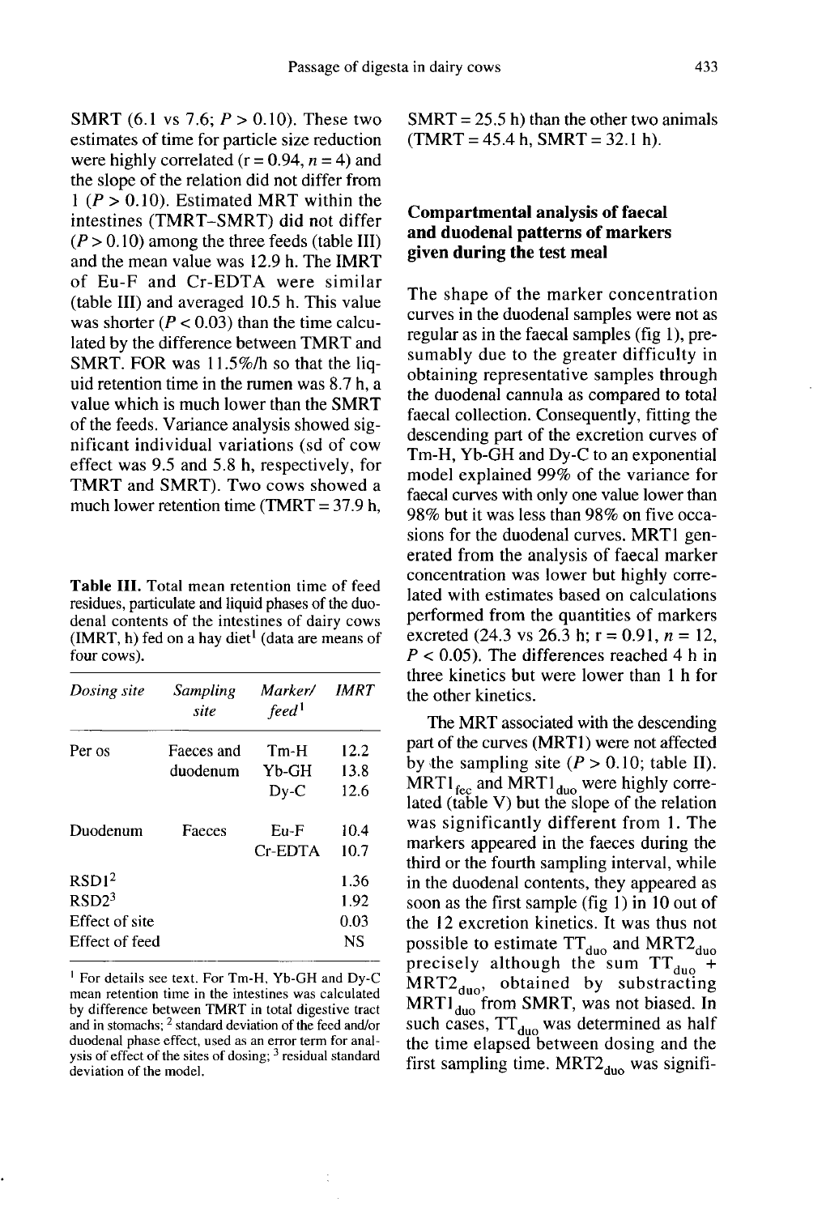SMRT (6.1 vs 7.6; $P > 0.10$). These two estimates of time for particle size reduction were highly correlated ($r = 0.94$, $n = 4$) and the slope of the relation did not differ from 1 ($P > 0.10$). Estimated MRT within the intestines (TMRT–SMRT) did not differ ($P > 0.10$) among the three feeds (table III) and the mean value was 12.9 h. The IMRT of Eu-F and Cr-EDTA were similar (table III) and averaged 10.5 h. This value was shorter ($P < 0.03$) than the time calculated by the difference between TMRT and SMRT. FOR was 11.5%/h so that the liquid retention time in the rumen was 8.7 h, a value which is much lower than the SMRT of the feeds. Variance analysis showed significant individual variations (sd of cow effect was 9.5 and 5.8 h, respectively, for TMRT and SMRT). Two cows showed a much lower retention time (TMRT = 37.9 h, SMRT = 25.5 h) than the other two animals (TMRT = 45.4 h, SMRT = 32.1 h).

**Table III.** Total mean retention time of feed residues, particulate and liquid phases of the duodenal contents of the intestines of dairy cows (IMRT, h) fed on a hay diet[1] (data are means of four cows).

| *Dosing site* | *Sampling site* | *Marker/ feed*[1] | *IMRT* |
|---|---|---|---|
| Per os | Faeces and duodenum | Tm-H | 12.2 |
| | | Yb-GH | 13.8 |
| | | Dy-C | 12.6 |
| Duodenum | Faeces | Eu-F | 10.4 |
| | | Cr-EDTA | 10.7 |
| RSD1[2] | | | 1.36 |
| RSD2[3] | | | 1.92 |
| Effect of site | | | 0.03 |
| Effect of feed | | | NS |

[1] For details see text. For Tm-H, Yb-GH and Dy-C mean retention time in the intestines was calculated by difference between TMRT in total digestive tract and in stomachs; [2] standard deviation of the feed and/or duodenal phase effect, used as an error term for analysis of effect of the sites of dosing; [3] residual standard deviation of the model.

### Compartmental analysis of faecal and duodenal patterns of markers given during the test meal

The shape of the marker concentration curves in the duodenal samples were not as regular as in the faecal samples (fig 1), presumably due to the greater difficulty in obtaining representative samples through the duodenal cannula as compared to total faecal collection. Consequently, fitting the descending part of the excretion curves of Tm-H, Yb-GH and Dy-C to an exponential model explained 99% of the variance for faecal curves with only one value lower than 98% but it was less than 98% on five occasions for the duodenal curves. MRT1 generated from the analysis of faecal marker concentration was lower but highly correlated with estimates based on calculations performed from the quantities of markers excreted (24.3 vs 26.3 h; $r = 0.91$, $n = 12$, $P < 0.05$). The differences reached 4 h in three kinetics but were lower than 1 h for the other kinetics.

The MRT associated with the descending part of the curves (MRT1) were not affected by the sampling site ($P > 0.10$; table II). $MRT1_{fec}$ and $MRT1_{duo}$ were highly correlated (table V) but the slope of the relation was significantly different from 1. The markers appeared in the faeces during the third or the fourth sampling interval, while in the duodenal contents, they appeared as soon as the first sample (fig 1) in 10 out of the 12 excretion kinetics. It was thus not possible to estimate $TT_{duo}$ and $MRT2_{duo}$ precisely although the sum $TT_{duo}$ + $MRT2_{duo}$, obtained by substracting $MRT1_{duo}$ from SMRT, was not biased. In such cases, $TT_{duo}$ was determined as half the time elapsed between dosing and the first sampling time. $MRT2_{duo}$ was signifi-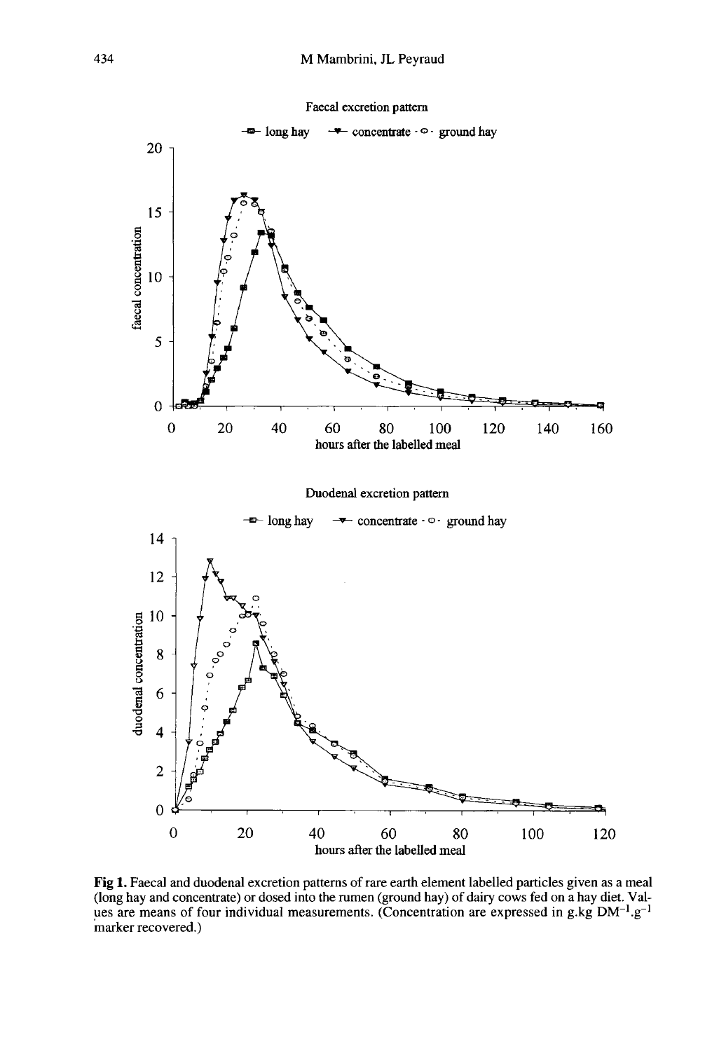Fig 1. Faecal and duodenal excretion patterns of rare earth element labelled particles given as a meal (long hay and concentrate) or dosed into the rumen (ground hay) of dairy cows fed on a hay diet. Values are means of four individual measurements. (Concentration are expressed in $g.kg\ DM^{-1}.g^{-1}$ marker recovered.)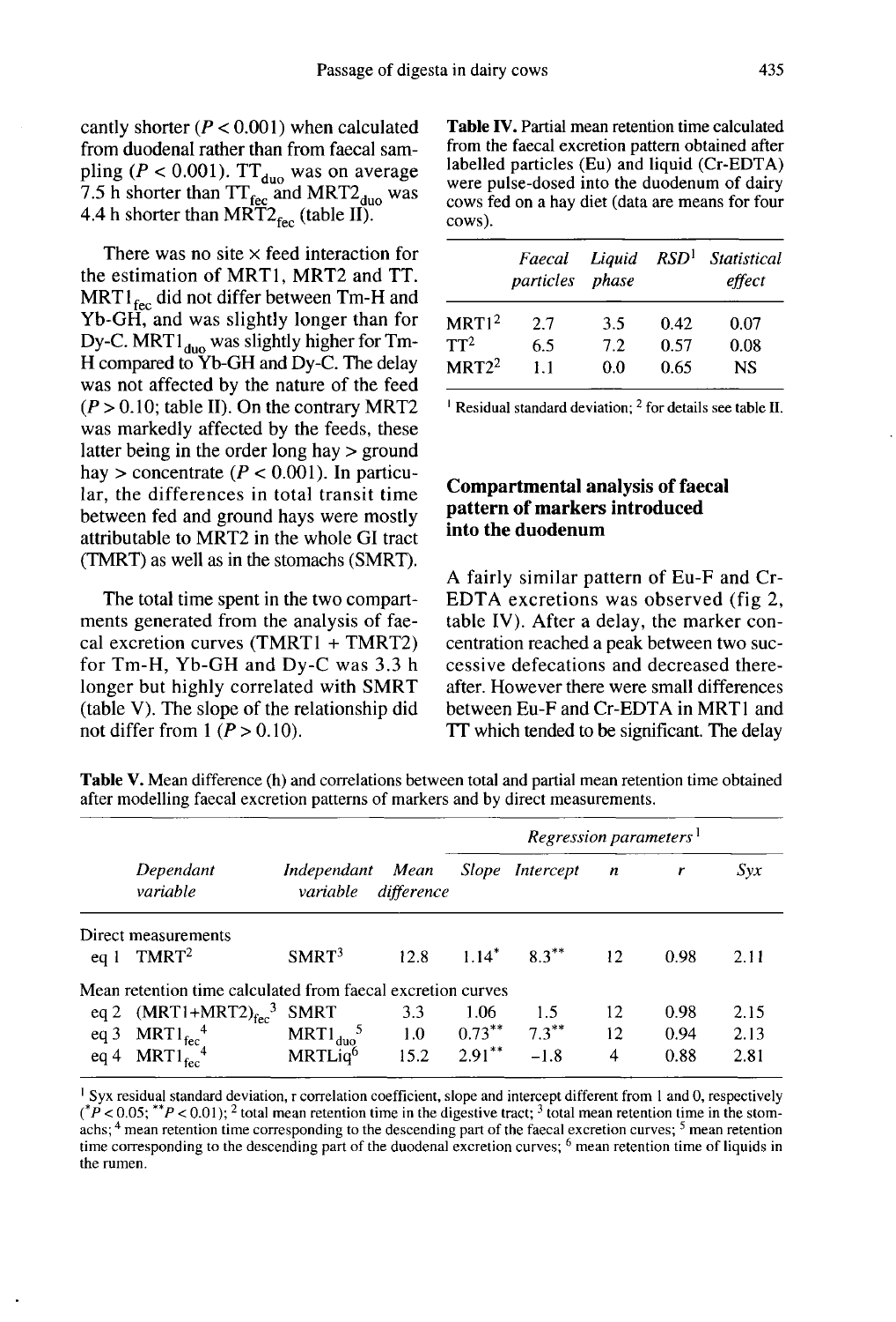cantly shorter ($P < 0.001$) when calculated from duodenal rather than from faecal sampling ($P < 0.001$). $TT_{duo}$ was on average 7.5 h shorter than $TT_{fec}$ and $MRT2_{duo}$ was 4.4 h shorter than $MRT2_{fec}$ (table II).

There was no site × feed interaction for the estimation of MRT1, MRT2 and TT. $MRT1_{fec}$ did not differ between Tm-H and Yb-GH, and was slightly longer than for Dy-C. $MRT1_{duo}$ was slightly higher for Tm-H compared to Yb-GH and Dy-C. The delay was not affected by the nature of the feed ($P > 0.10$; table II). On the contrary MRT2 was markedly affected by the feeds, these latter being in the order long hay > ground hay > concentrate ($P < 0.001$). In particular, the differences in total transit time between fed and ground hays were mostly attributable to MRT2 in the whole GI tract (TMRT) as well as in the stomachs (SMRT).

The total time spent in the two compartments generated from the analysis of faecal excretion curves (TMRT1 + TMRT2) for Tm-H, Yb-GH and Dy-C was 3.3 h longer but highly correlated with SMRT (table V). The slope of the relationship did not differ from 1 ($P > 0.10$).

**Table IV.** Partial mean retention time calculated from the faecal excretion pattern obtained after labelled particles (Eu) and liquid (Cr-EDTA) were pulse-dosed into the duodenum of dairy cows fed on a hay diet (data are means for four cows).

| | *Faecal particles* | *Liquid phase* | *RSD*[1] | *Statistical effect* |
|---|---|---|---|---|
| MRT1[2] | 2.7 | 3.5 | 0.42 | 0.07 |
| TT[2] | 6.5 | 7.2 | 0.57 | 0.08 |
| MRT2[2] | 1.1 | 0.0 | 0.65 | NS |

[1] Residual standard deviation; [2] for details see table II.

## Compartmental analysis of faecal pattern of markers introduced into the duodenum

A fairly similar pattern of Eu-F and Cr-EDTA excretions was observed (fig 2, table IV). After a delay, the marker concentration reached a peak between two successive defecations and decreased thereafter. However there were small differences between Eu-F and Cr-EDTA in MRT1 and TT which tended to be significant. The delay

**Table V.** Mean difference (h) and correlations between total and partial mean retention time obtained after modelling faecal excretion patterns of markers and by direct measurements.

| | *Dependant variable* | *Independant variable* | *Mean difference* | *Regression parameters*[1] *Slope* | *Intercept* | *n* | *r* | *Syx* |
|---|---|---|---|---|---|---|---|---|
| Direct measurements | | | | | | | | |
| eq 1 | TMRT[2] | SMRT[3] | 12.8 | $1.14^{*}$ | $8.3^{**}$ | 12 | 0.98 | 2.11 |
| Mean retention time calculated from faecal excretion curves | | | | | | | | |
| eq 2 | $(MRT1+MRT2)_{fec}$[3] | SMRT | 3.3 | 1.06 | 1.5 | 12 | 0.98 | 2.15 |
| eq 3 | $MRT1_{fec}$[4] | $MRT1_{duo}$[5] | 1.0 | $0.73^{**}$ | $7.3^{**}$ | 12 | 0.94 | 2.13 |
| eq 4 | $MRT1_{fec}$[4] | MRTLiq[6] | 15.2 | $2.91^{**}$ | −1.8 | 4 | 0.88 | 2.81 |

[1] Syx residual standard deviation, r correlation coefficient, slope and intercept different from 1 and 0, respectively ($^{*}P < 0.05$; $^{**}P < 0.01$); [2] total mean retention time in the digestive tract; [3] total mean retention time in the stomachs; [4] mean retention time corresponding to the descending part of the faecal excretion curves; [5] mean retention time corresponding to the descending part of the duodenal excretion curves; [6] mean retention time of liquids in the rumen.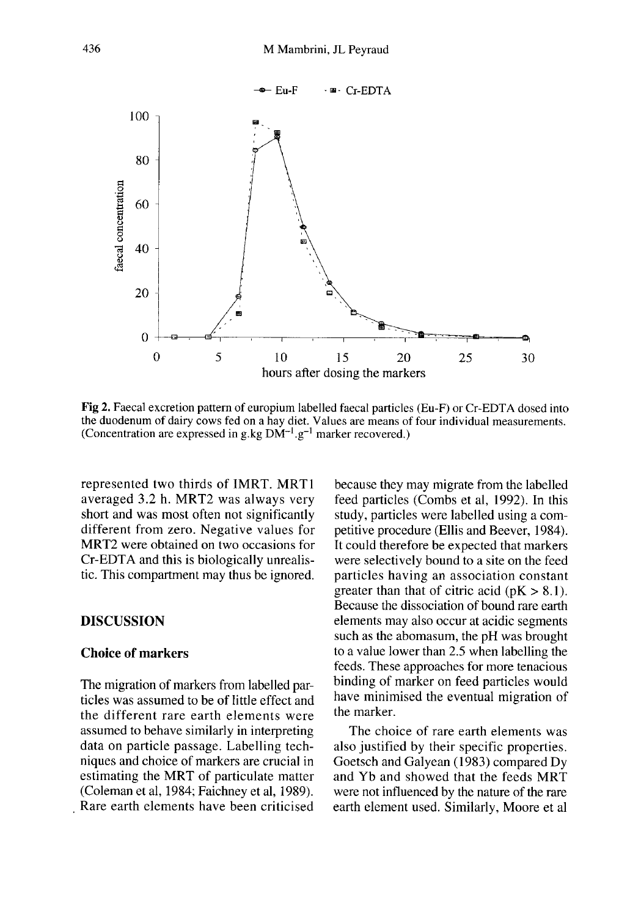**Fig 2.** Faecal excretion pattern of europium labelled faecal particles (Eu-F) or Cr-EDTA dosed into the duodenum of dairy cows fed on a hay diet. Values are means of four individual measurements. (Concentration are expressed in $g.kg\ DM^{-1}.g^{-1}$ marker recovered.)

represented two thirds of IMRT. MRT1 averaged 3.2 h. MRT2 was always very short and was most often not significantly different from zero. Negative values for MRT2 were obtained on two occasions for Cr-EDTA and this is biologically unrealistic. This compartment may thus be ignored.

## DISCUSSION

### Choice of markers

The migration of markers from labelled particles was assumed to be of little effect and the different rare earth elements were assumed to behave similarly in interpreting data on particle passage. Labelling techniques and choice of markers are crucial in estimating the MRT of particulate matter (Coleman et al, 1984; Faichney et al, 1989). Rare earth elements have been criticised because they may migrate from the labelled feed particles (Combs et al, 1992). In this study, particles were labelled using a competitive procedure (Ellis and Beever, 1984). It could therefore be expected that markers were selectively bound to a site on the feed particles having an association constant greater than that of citric acid ($pK > 8.1$). Because the dissociation of bound rare earth elements may also occur at acidic segments such as the abomasum, the pH was brought to a value lower than 2.5 when labelling the feeds. These approaches for more tenacious binding of marker on feed particles would have minimised the eventual migration of the marker.

The choice of rare earth elements was also justified by their specific properties. Goetsch and Galyean (1983) compared Dy and Yb and showed that the feeds MRT were not influenced by the nature of the rare earth element used. Similarly, Moore et al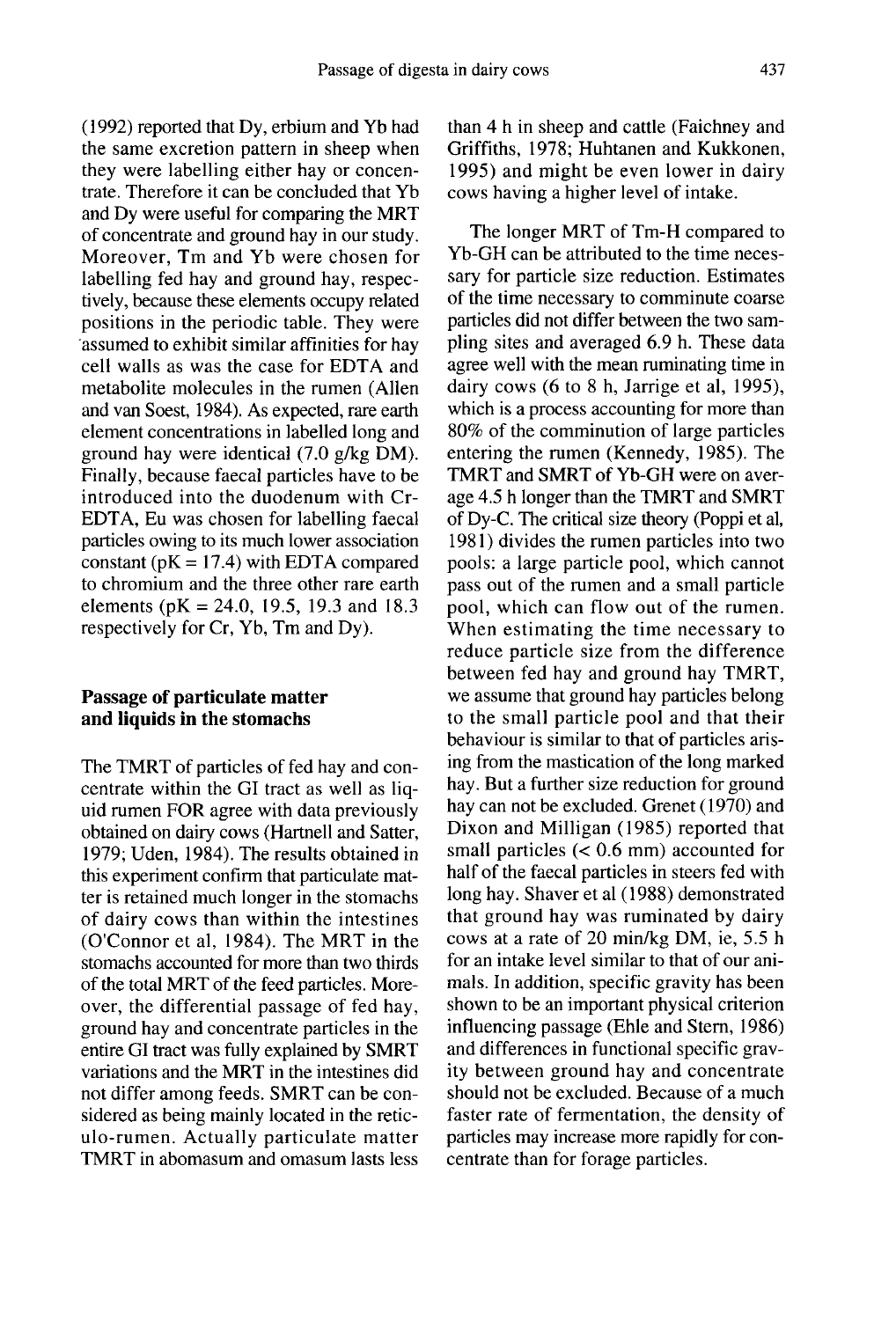(1992) reported that Dy, erbium and Yb had the same excretion pattern in sheep when they were labelling either hay or concentrate. Therefore it can be concluded that Yb and Dy were useful for comparing the MRT of concentrate and ground hay in our study. Moreover, Tm and Yb were chosen for labelling fed hay and ground hay, respectively, because these elements occupy related positions in the periodic table. They were assumed to exhibit similar affinities for hay cell walls as was the case for EDTA and metabolite molecules in the rumen (Allen and van Soest, 1984). As expected, rare earth element concentrations in labelled long and ground hay were identical (7.0 g/kg DM). Finally, because faecal particles have to be introduced into the duodenum with Cr-EDTA, Eu was chosen for labelling faecal particles owing to its much lower association constant (pK = 17.4) with EDTA compared to chromium and the three other rare earth elements (pK = 24.0, 19.5, 19.3 and 18.3 respectively for Cr, Yb, Tm and Dy).

### Passage of particulate matter and liquids in the stomachs

The TMRT of particles of fed hay and concentrate within the GI tract as well as liquid rumen FOR agree with data previously obtained on dairy cows (Hartnell and Satter, 1979; Uden, 1984). The results obtained in this experiment confirm that particulate matter is retained much longer in the stomachs of dairy cows than within the intestines (O'Connor et al, 1984). The MRT in the stomachs accounted for more than two thirds of the total MRT of the feed particles. Moreover, the differential passage of fed hay, ground hay and concentrate particles in the entire GI tract was fully explained by SMRT variations and the MRT in the intestines did not differ among feeds. SMRT can be considered as being mainly located in the reticulo-rumen. Actually particulate matter TMRT in abomasum and omasum lasts less than 4 h in sheep and cattle (Faichney and Griffiths, 1978; Huhtanen and Kukkonen, 1995) and might be even lower in dairy cows having a higher level of intake.

The longer MRT of Tm-H compared to Yb-GH can be attributed to the time necessary for particle size reduction. Estimates of the time necessary to comminute coarse particles did not differ between the two sampling sites and averaged 6.9 h. These data agree well with the mean ruminating time in dairy cows (6 to 8 h, Jarrige et al, 1995), which is a process accounting for more than 80% of the comminution of large particles entering the rumen (Kennedy, 1985). The TMRT and SMRT of Yb-GH were on average 4.5 h longer than the TMRT and SMRT of Dy-C. The critical size theory (Poppi et al, 1981) divides the rumen particles into two pools: a large particle pool, which cannot pass out of the rumen and a small particle pool, which can flow out of the rumen. When estimating the time necessary to reduce particle size from the difference between fed hay and ground hay TMRT, we assume that ground hay particles belong to the small particle pool and that their behaviour is similar to that of particles arising from the mastication of the long marked hay. But a further size reduction for ground hay can not be excluded. Grenet (1970) and Dixon and Milligan (1985) reported that small particles (< 0.6 mm) accounted for half of the faecal particles in steers fed with long hay. Shaver et al (1988) demonstrated that ground hay was ruminated by dairy cows at a rate of 20 min/kg DM, ie, 5.5 h for an intake level similar to that of our animals. In addition, specific gravity has been shown to be an important physical criterion influencing passage (Ehle and Stern, 1986) and differences in functional specific gravity between ground hay and concentrate should not be excluded. Because of a much faster rate of fermentation, the density of particles may increase more rapidly for concentrate than for forage particles.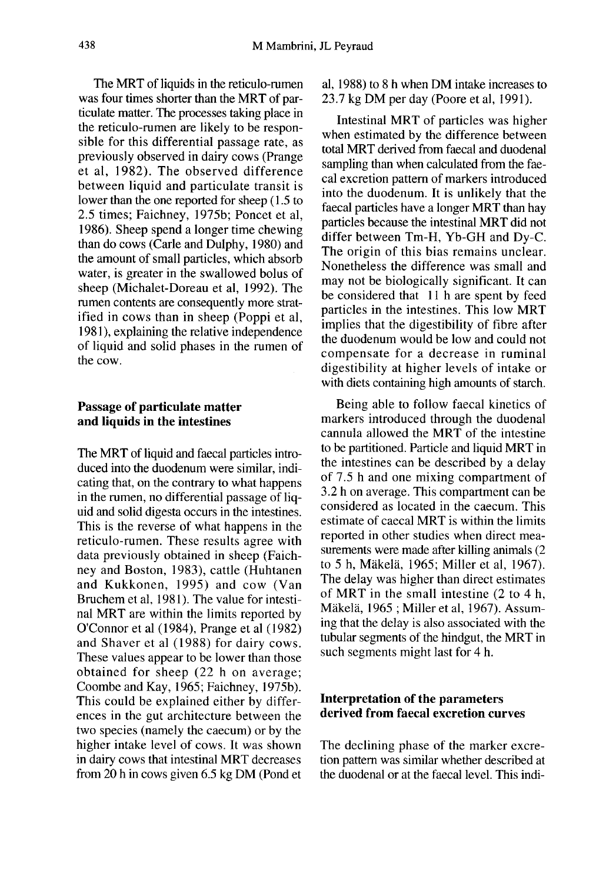The MRT of liquids in the reticulo-rumen was four times shorter than the MRT of particulate matter. The processes taking place in the reticulo-rumen are likely to be responsible for this differential passage rate, as previously observed in dairy cows (Prange et al, 1982). The observed difference between liquid and particulate transit is lower than the one reported for sheep (1.5 to 2.5 times; Faichney, 1975b; Poncet et al, 1986). Sheep spend a longer time chewing than do cows (Carle and Dulphy, 1980) and the amount of small particles, which absorb water, is greater in the swallowed bolus of sheep (Michalet-Doreau et al, 1992). The rumen contents are consequently more stratified in cows than in sheep (Poppi et al, 1981), explaining the relative independence of liquid and solid phases in the rumen of the cow.

### Passage of particulate matter and liquids in the intestines

The MRT of liquid and faecal particles introduced into the duodenum were similar, indicating that, on the contrary to what happens in the rumen, no differential passage of liquid and solid digesta occurs in the intestines. This is the reverse of what happens in the reticulo-rumen. These results agree with data previously obtained in sheep (Faichney and Boston, 1983), cattle (Huhtanen and Kukkonen, 1995) and cow (Van Bruchem et al, 1981). The value for intestinal MRT are within the limits reported by O'Connor et al (1984), Prange et al (1982) and Shaver et al (1988) for dairy cows. These values appear to be lower than those obtained for sheep (22 h on average; Coombe and Kay, 1965; Faichney, 1975b). This could be explained either by differences in the gut architecture between the two species (namely the caecum) or by the higher intake level of cows. It was shown in dairy cows that intestinal MRT decreases from 20 h in cows given 6.5 kg DM (Pond et al, 1988) to 8 h when DM intake increases to 23.7 kg DM per day (Poore et al, 1991).

Intestinal MRT of particles was higher when estimated by the difference between total MRT derived from faecal and duodenal sampling than when calculated from the faecal excretion pattern of markers introduced into the duodenum. It is unlikely that the faecal particles have a longer MRT than hay particles because the intestinal MRT did not differ between Tm-H, Yb-GH and Dy-C. The origin of this bias remains unclear. Nonetheless the difference was small and may not be biologically significant. It can be considered that 11 h are spent by feed particles in the intestines. This low MRT implies that the digestibility of fibre after the duodenum would be low and could not compensate for a decrease in ruminal digestibility at higher levels of intake or with diets containing high amounts of starch.

Being able to follow faecal kinetics of markers introduced through the duodenal cannula allowed the MRT of the intestine to be partitioned. Particle and liquid MRT in the intestines can be described by a delay of 7.5 h and one mixing compartment of 3.2 h on average. This compartment can be considered as located in the caecum. This estimate of caecal MRT is within the limits reported in other studies when direct measurements were made after killing animals (2 to 5 h, Mäkelä, 1965; Miller et al, 1967). The delay was higher than direct estimates of MRT in the small intestine (2 to 4 h, Mäkelä, 1965 ; Miller et al, 1967). Assuming that the delay is also associated with the tubular segments of the hindgut, the MRT in such segments might last for 4 h.

### Interpretation of the parameters derived from faecal excretion curves

The declining phase of the marker excretion pattern was similar whether described at the duodenal or at the faecal level. This indi-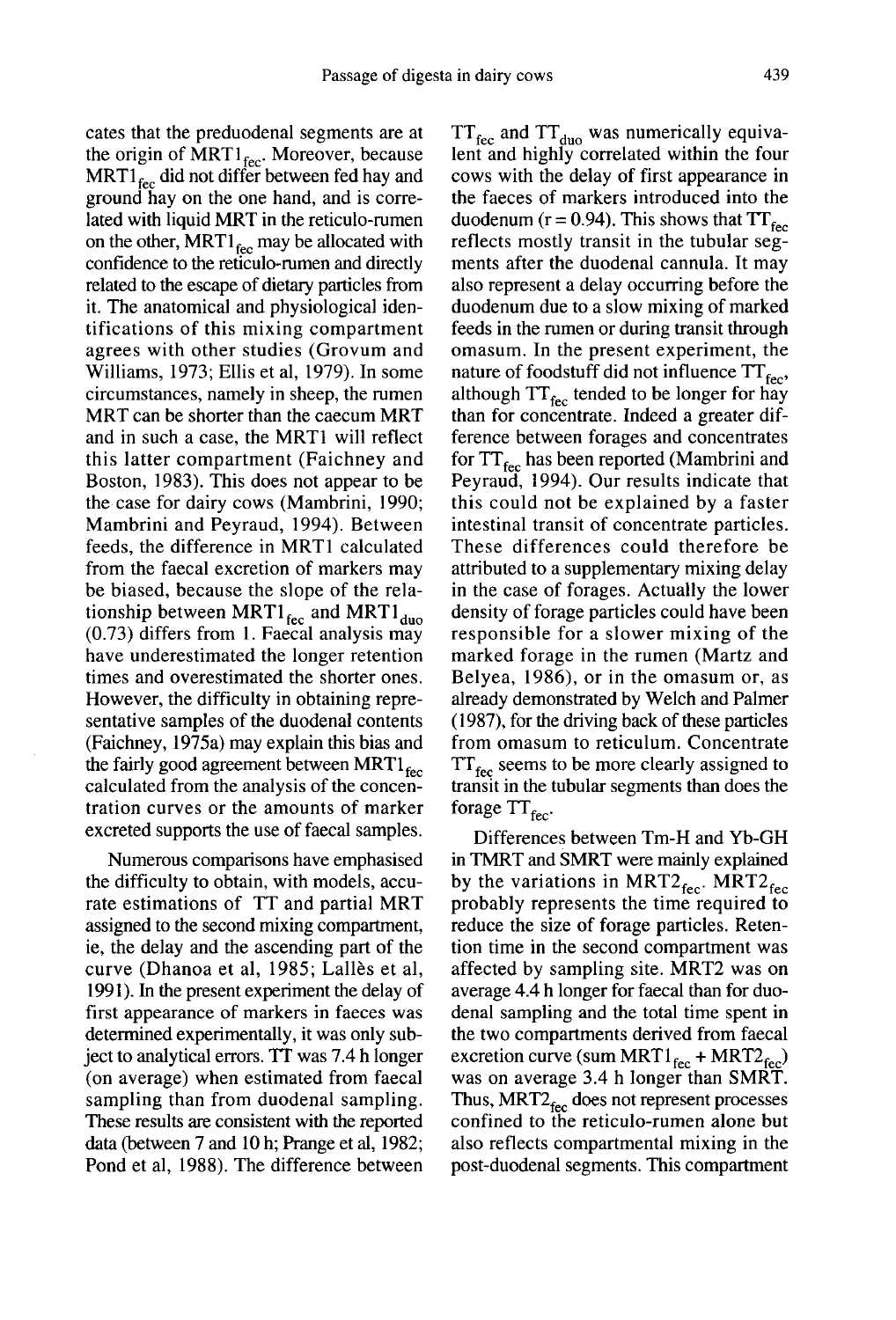cates that the preduodenal segments are at the origin of $MRT1_{fec}$. Moreover, because $MRT1_{fec}$ did not differ between fed hay and ground hay on the one hand, and is correlated with liquid MRT in the reticulo-rumen on the other, $MRT1_{fec}$ may be allocated with confidence to the reticulo-rumen and directly related to the escape of dietary particles from it. The anatomical and physiological identifications of this mixing compartment agrees with other studies (Grovum and Williams, 1973; Ellis et al, 1979). In some circumstances, namely in sheep, the rumen MRT can be shorter than the caecum MRT and in such a case, the MRT1 will reflect this latter compartment (Faichney and Boston, 1983). This does not appear to be the case for dairy cows (Mambrini, 1990; Mambrini and Peyraud, 1994). Between feeds, the difference in MRT1 calculated from the faecal excretion of markers may be biased, because the slope of the relationship between $MRT1_{fec}$ and $MRT1_{duo}$ (0.73) differs from 1. Faecal analysis may have underestimated the longer retention times and overestimated the shorter ones. However, the difficulty in obtaining representative samples of the duodenal contents (Faichney, 1975a) may explain this bias and the fairly good agreement between $MRT1_{fec}$ calculated from the analysis of the concentration curves or the amounts of marker excreted supports the use of faecal samples.

Numerous comparisons have emphasised the difficulty to obtain, with models, accurate estimations of TT and partial MRT assigned to the second mixing compartment, ie, the delay and the ascending part of the curve (Dhanoa et al, 1985; Lallès et al, 1991). In the present experiment the delay of first appearance of markers in faeces was determined experimentally, it was only subject to analytical errors. TT was 7.4 h longer (on average) when estimated from faecal sampling than from duodenal sampling. These results are consistent with the reported data (between 7 and 10 h; Prange et al, 1982; Pond et al, 1988). The difference between $TT_{fec}$ and $TT_{duo}$ was numerically equivalent and highly correlated within the four cows with the delay of first appearance in the faeces of markers introduced into the duodenum ($r = 0.94$). This shows that $TT_{fec}$ reflects mostly transit in the tubular segments after the duodenal cannula. It may also represent a delay occurring before the duodenum due to a slow mixing of marked feeds in the rumen or during transit through omasum. In the present experiment, the nature of foodstuff did not influence $TT_{fec}$, although $TT_{fec}$ tended to be longer for hay than for concentrate. Indeed a greater difference between forages and concentrates for $TT_{fec}$ has been reported (Mambrini and Peyraud, 1994). Our results indicate that this could not be explained by a faster intestinal transit of concentrate particles. These differences could therefore be attributed to a supplementary mixing delay in the case of forages. Actually the lower density of forage particles could have been responsible for a slower mixing of the marked forage in the rumen (Martz and Belyea, 1986), or in the omasum or, as already demonstrated by Welch and Palmer (1987), for the driving back of these particles from omasum to reticulum. Concentrate $TT_{fec}$ seems to be more clearly assigned to transit in the tubular segments than does the forage $TT_{fec}$.

Differences between Tm-H and Yb-GH in TMRT and SMRT were mainly explained by the variations in $MRT2_{fec}$. $MRT2_{fec}$ probably represents the time required to reduce the size of forage particles. Retention time in the second compartment was affected by sampling site. MRT2 was on average 4.4 h longer for faecal than for duodenal sampling and the total time spent in the two compartments derived from faecal excretion curve (sum $MRT1_{fec} + MRT2_{fec}$) was on average 3.4 h longer than SMRT. Thus, $MRT2_{fec}$ does not represent processes confined to the reticulo-rumen alone but also reflects compartmental mixing in the post-duodenal segments. This compartment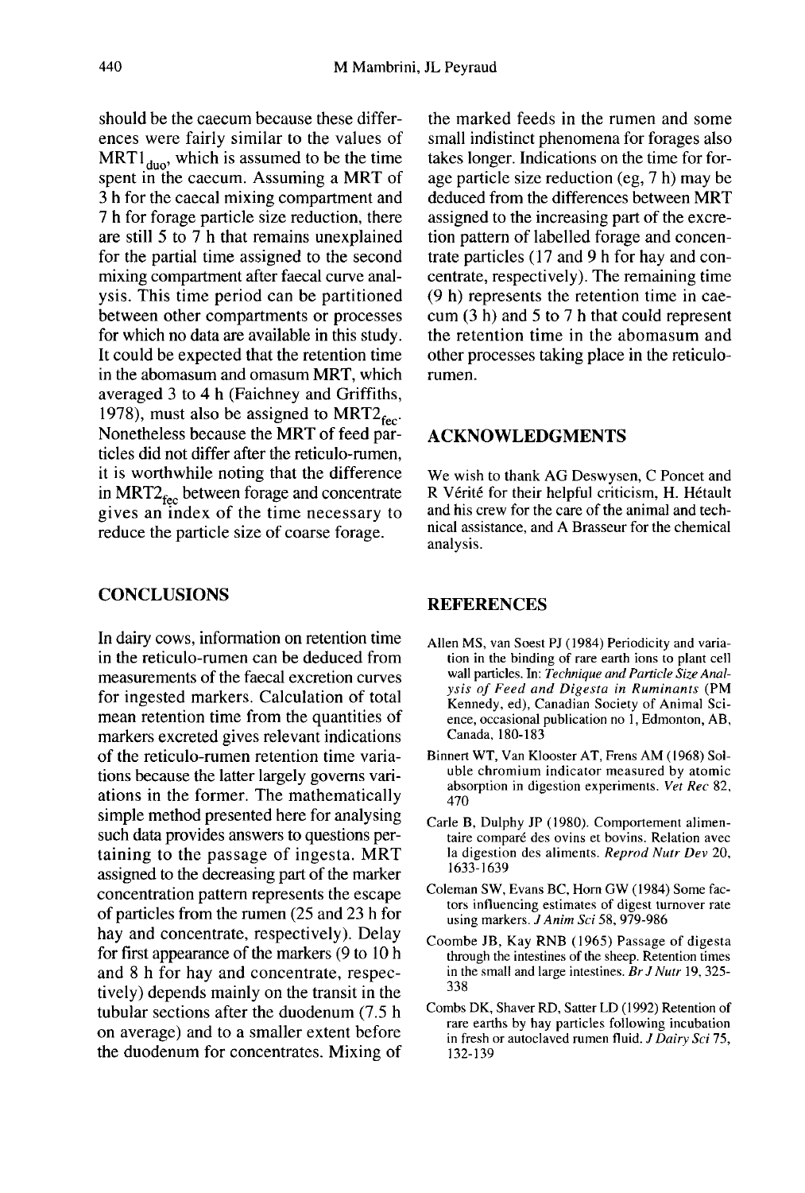should be the caecum because these differences were fairly similar to the values of $MRT1_{duo}$, which is assumed to be the time spent in the caecum. Assuming a MRT of 3 h for the caecal mixing compartment and 7 h for forage particle size reduction, there are still 5 to 7 h that remains unexplained for the partial time assigned to the second mixing compartment after faecal curve analysis. This time period can be partitioned between other compartments or processes for which no data are available in this study. It could be expected that the retention time in the abomasum and omasum MRT, which averaged 3 to 4 h (Faichney and Griffiths, 1978), must also be assigned to $MRT2_{fec}$. Nonetheless because the MRT of feed particles did not differ after the reticulo-rumen, it is worthwhile noting that the difference in $MRT2_{fec}$ between forage and concentrate gives an index of the time necessary to reduce the particle size of coarse forage.

## CONCLUSIONS

In dairy cows, information on retention time in the reticulo-rumen can be deduced from measurements of the faecal excretion curves for ingested markers. Calculation of total mean retention time from the quantities of markers excreted gives relevant indications of the reticulo-rumen retention time variations because the latter largely governs variations in the former. The mathematically simple method presented here for analysing such data provides answers to questions pertaining to the passage of ingesta. MRT assigned to the decreasing part of the marker concentration pattern represents the escape of particles from the rumen (25 and 23 h for hay and concentrate, respectively). Delay for first appearance of the markers (9 to 10 h and 8 h for hay and concentrate, respectively) depends mainly on the transit in the tubular sections after the duodenum (7.5 h on average) and to a smaller extent before the duodenum for concentrates. Mixing of the marked feeds in the rumen and some small indistinct phenomena for forages also takes longer. Indications on the time for forage particle size reduction (eg, 7 h) may be deduced from the differences between MRT assigned to the increasing part of the excretion pattern of labelled forage and concentrate particles (17 and 9 h for hay and concentrate, respectively). The remaining time (9 h) represents the retention time in caecum (3 h) and 5 to 7 h that could represent the retention time in the abomasum and other processes taking place in the reticulo-rumen.

## ACKNOWLEDGMENTS

We wish to thank AG Deswysen, C Poncet and R Vérité for their helpful criticism, H. Hétault and his crew for the care of the animal and technical assistance, and A Brasseur for the chemical analysis.

## REFERENCES

Allen MS, van Soest PJ (1984) Periodicity and variation in the binding of rare earth ions to plant cell wall particles. In: *Technique and Particle Size Analysis of Feed and Digesta in Ruminants* (PM Kennedy, ed), Canadian Society of Animal Science, occasional publication no 1, Edmonton, AB, Canada, 180-183

Binnert WT, Van Klooster AT, Frens AM (1968) Soluble chromium indicator measured by atomic absorption in digestion experiments. *Vet Rec* 82, 470

Carle B, Dulphy JP (1980). Comportement alimentaire comparé des ovins et bovins. Relation avec la digestion des aliments. *Reprod Nutr Dev* 20, 1633-1639

Coleman SW, Evans BC, Horn GW (1984) Some factors influencing estimates of digest turnover rate using markers. *J Anim Sci* 58, 979-986

Coombe JB, Kay RNB (1965) Passage of digesta through the intestines of the sheep. Retention times in the small and large intestines. *Br J Nutr* 19, 325-338

Combs DK, Shaver RD, Satter LD (1992) Retention of rare earths by hay particles following incubation in fresh or autoclaved rumen fluid. *J Dairy Sci* 75, 132-139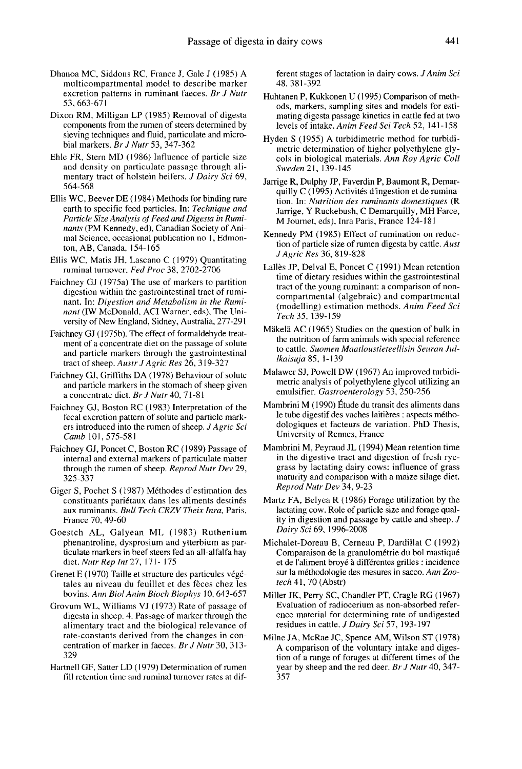Dhanoa MC, Siddons RC, France J, Gale J (1985) A multicompartmental model to describe marker excretion patterns in ruminant faeces. *Br J Nutr* 53, 663-671

Dixon RM, Milligan LP (1985) Removal of digesta components from the rumen of steers determined by sieving techniques and fluid, particulate and microbial markers. *Br J Nutr* 53, 347-362

Ehle FR, Stern MD (1986) Influence of particle size and density on particulate passage through alimentary tract of holstein heifers. *J Dairy Sci* 69, 564-568

Ellis WC, Beever DE (1984) Methods for binding rare earth to specific feed particles. In: *Technique and Particle Size Analysis of Feed and Digesta in Ruminants* (PM Kennedy, ed), Canadian Society of Animal Science, occasional publication no 1, Edmonton, AB, Canada, 154-165

Ellis WC, Matis JH, Lascano C (1979) Quantitating ruminal turnover. *Fed Proc* 38, 2702-2706

Faichney GJ (1975a) The use of markers to partition digestion within the gastrointestinal tract of ruminant. In: *Digestion and Metabolism in the Ruminant* (IW McDonald, ACI Warner, eds), The University of New England, Sidney, Australia, 277-291

Faichney GJ (1975b). The effect of formaldehyde treatment of a concentrate diet on the passage of solute and particle markers through the gastrointestinal tract of sheep. *Austr J Agric Res* 26, 319-327

Faichney GJ, Griffiths DA (1978) Behaviour of solute and particle markers in the stomach of sheep given a concentrate diet. *Br J Nutr* 40, 71-81

Faichney GJ, Boston RC (1983) Interpretation of the fecal excretion pattern of solute and particle markers introduced into the rumen of sheep. *J Agric Sci Camb* 101, 575-581

Faichney GJ, Poncet C, Boston RC (1989) Passage of internal and external markers of particulate matter through the rumen of sheep. *Reprod Nutr Dev* 29, 325-337

Giger S, Pochet S (1987) Méthodes d'estimation des constituants pariétaux dans les aliments destinés aux ruminants. *Bull Tech CRZV Theix Inra*, Paris, France 70, 49-60

Goestch AL, Galyean ML (1983) Ruthenium phenantroline, dysprosium and ytterbium as particulate markers in beef steers fed an all-alfalfa hay diet. *Nutr Rep Int* 27, 171- 175

Grenet E (1970) Taille et structure des particules végétales au niveau du feuillet et des fèces chez les bovins. *Ann Biol Anim Bioch Biophys* 10, 643-657

Grovum WL, Williams VJ (1973) Rate of passage of digesta in sheep. 4. Passage of marker through the alimentary tract and the biological relevance of rate-constants derived from the changes in concentration of marker in faeces. *Br J Nutr* 30, 313-329

Hartnell GF, Satter LD (1979) Determination of rumen fill retention time and ruminal turnover rates at different stages of lactation in dairy cows. *J Anim Sci* 48, 381-392

Huhtanen P, Kukkonen U (1995) Comparison of methods, markers, sampling sites and models for estimating digesta passage kinetics in cattle fed at two levels of intake. *Anim Feed Sci Tech* 52, 141-158

Hyden S (1955) A turbidimetric method for turbidimetric determination of higher polyethylene glycols in biological materials. *Ann Roy Agric Coll Sweden* 21, 139-145

Jarrige R, Dulphy JP, Faverdin P, Baumont R, Demarquilly C (1995) Activités d'ingestion et de rumination. In: *Nutrition des ruminants domestiques* (R Jarrige, Y Ruckebush, C Demarquilly, MH Farce, M Journet, eds), Inra Paris, France 124-181

Kennedy PM (1985) Effect of rumination on reduction of particle size of rumen digesta by cattle. *Aust J Agric Res* 36, 819-828

Lallès JP, Delval E, Poncet C (1991) Mean retention time of dietary residues within the gastrointestinal tract of the young ruminant: a comparison of non-compartmental (algebraic) and compartmental (modelling) estimation methods. *Anim Feed Sci Tech* 35, 139-159

Mäkelä AC (1965) Studies on the question of bulk in the nutrition of farm animals with special reference to cattle. *Suomen Maatloustieteellisin Seuran Julkaisuja* 85, 1-139

Malawer SJ, Powell DW (1967) An improved turbidimetric analysis of polyethylene glycol utilizing an emulsifier. *Gastroenterology* 53, 250-256

Mambrini M (1990) Étude du transit des aliments dans le tube digestif des vaches laitières : aspects méthodologiques et facteurs de variation. PhD Thesis, University of Rennes, France

Mambrini M, Peyraud JL (1994) Mean retention time in the digestive tract and digestion of fresh ryegrass by lactating dairy cows: influence of grass maturity and comparison with a maize silage diet. *Reprod Nutr Dev* 34, 9-23

Martz FA, Belyea R (1986) Forage utilization by the lactating cow. Role of particle size and forage quality in digestion and passage by cattle and sheep. *J Dairy Sci* 69, 1996-2008

Michalet-Doreau B, Cerneau P, Dardillat C (1992) Comparaison de la granulométrie du bol mastiqué et de l'aliment broyé à différentes grilles : incidence sur la méthodologie des mesures in sacco. *Ann Zootech* 41, 70 (Abstr)

Miller JK, Perry SC, Chandler PT, Cragle RG (1967) Evaluation of radiocerium as non-absorbed reference material for determining rate of undigested residues in cattle. *J Dairy Sci* 57, 193-197

Milne JA, McRae JC, Spence AM, Wilson ST (1978) A comparison of the voluntary intake and digestion of a range of forages at different times of the year by sheep and the red deer. *Br J Nutr* 40, 347-357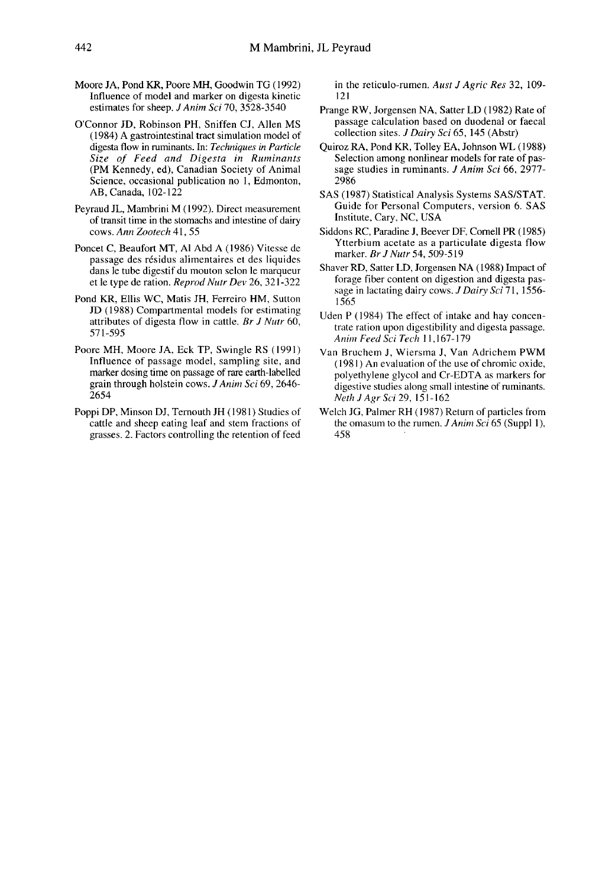Moore JA, Pond KR, Poore MH, Goodwin TG (1992) Influence of model and marker on digesta kinetic estimates for sheep. *J Anim Sci* 70, 3528-3540

O'Connor JD, Robinson PH, Sniffen CJ, Allen MS (1984) A gastrointestinal tract simulation model of digesta flow in ruminants. In: *Techniques in Particle Size of Feed and Digesta in Ruminants* (PM Kennedy, ed), Canadian Society of Animal Science, occasional publication no 1, Edmonton, AB, Canada, 102-122

Peyraud JL, Mambrini M (1992). Direct measurement of transit time in the stomachs and intestine of dairy cows. *Ann Zootech* 41, 55

Poncet C, Beaufort MT, Al Abd A (1986) Vitesse de passage des résidus alimentaires et des liquides dans le tube digestif du mouton selon le marqueur et le type de ration. *Reprod Nutr Dev* 26, 321-322

Pond KR, Ellis WC, Matis JH, Ferreiro HM, Sutton JD (1988) Compartmental models for estimating attributes of digesta flow in cattle. *Br J Nutr* 60, 571-595

Poore MH, Moore JA, Eck TP, Swingle RS (1991) Influence of passage model, sampling site, and marker dosing time on passage of rare earth-labelled grain through holstein cows. *J Anim Sci* 69, 2646-2654

Poppi DP, Minson DJ, Ternouth JH (1981) Studies of cattle and sheep eating leaf and stem fractions of grasses. 2. Factors controlling the retention of feed in the reticulo-rumen. *Aust J Agric Res* 32, 109-121

Prange RW, Jorgensen NA, Satter LD (1982) Rate of passage calculation based on duodenal or faecal collection sites. *J Dairy Sci* 65, 145 (Abstr)

Quiroz RA, Pond KR, Tolley EA, Johnson WL (1988) Selection among nonlinear models for rate of passage studies in ruminants. *J Anim Sci* 66, 2977-2986

SAS (1987) Statistical Analysis Systems SAS/STAT. Guide for Personal Computers, version 6. SAS Institute, Cary, NC, USA

Siddons RC, Paradine J, Beever DF, Cornell PR (1985) Ytterbium acetate as a particulate digesta flow marker. *Br J Nutr* 54, 509-519

Shaver RD, Satter LD, Jorgensen NA (1988) Impact of forage fiber content on digestion and digesta passage in lactating dairy cows. *J Dairy Sci* 71, 1556-1565

Uden P (1984) The effect of intake and hay concentrate ration upon digestibility and digesta passage. *Anim Feed Sci Tech* 11, 167-179

Van Bruchem J, Wiersma J, Van Adrichem PWM (1981) An evaluation of the use of chromic oxide, polyethylene glycol and Cr-EDTA as markers for digestive studies along small intestine of ruminants. *Neth J Agr Sci* 29, 151-162

Welch JG, Palmer RH (1987) Return of particles from the omasum to the rumen. *J Anim Sci* 65 (Suppl 1), 458